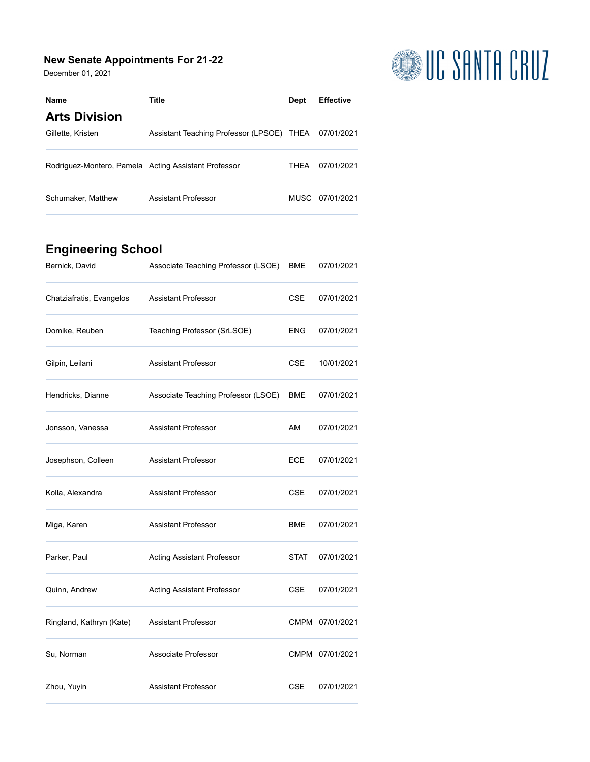# New Senate Appointments For 21-22

December 01, 2021

UC SANTA CRUZ

| Name | Title | Dept | Effective |
|---|---|---|---|
| **Arts Division** | | | |
| Gillette, Kristen | Assistant Teaching Professor (LPSOE) | THEA | 07/01/2021 |
| Rodriguez-Montero, Pamela | Acting Assistant Professor | THEA | 07/01/2021 |
| Schumaker, Matthew | Assistant Professor | MUSC | 07/01/2021 |
| **Engineering School** | | | |
| Bernick, David | Associate Teaching Professor (LSOE) | BME | 07/01/2021 |
| Chatziafratis, Evangelos | Assistant Professor | CSE | 07/01/2021 |
| Domike, Reuben | Teaching Professor (SrLSOE) | ENG | 07/01/2021 |
| Gilpin, Leilani | Assistant Professor | CSE | 10/01/2021 |
| Hendricks, Dianne | Associate Teaching Professor (LSOE) | BME | 07/01/2021 |
| Jonsson, Vanessa | Assistant Professor | AM | 07/01/2021 |
| Josephson, Colleen | Assistant Professor | ECE | 07/01/2021 |
| Kolla, Alexandra | Assistant Professor | CSE | 07/01/2021 |
| Miga, Karen | Assistant Professor | BME | 07/01/2021 |
| Parker, Paul | Acting Assistant Professor | STAT | 07/01/2021 |
| Quinn, Andrew | Acting Assistant Professor | CSE | 07/01/2021 |
| Ringland, Kathryn (Kate) | Assistant Professor | CMPM | 07/01/2021 |
| Su, Norman | Associate Professor | CMPM | 07/01/2021 |
| Zhou, Yuyin | Assistant Professor | CSE | 07/01/2021 |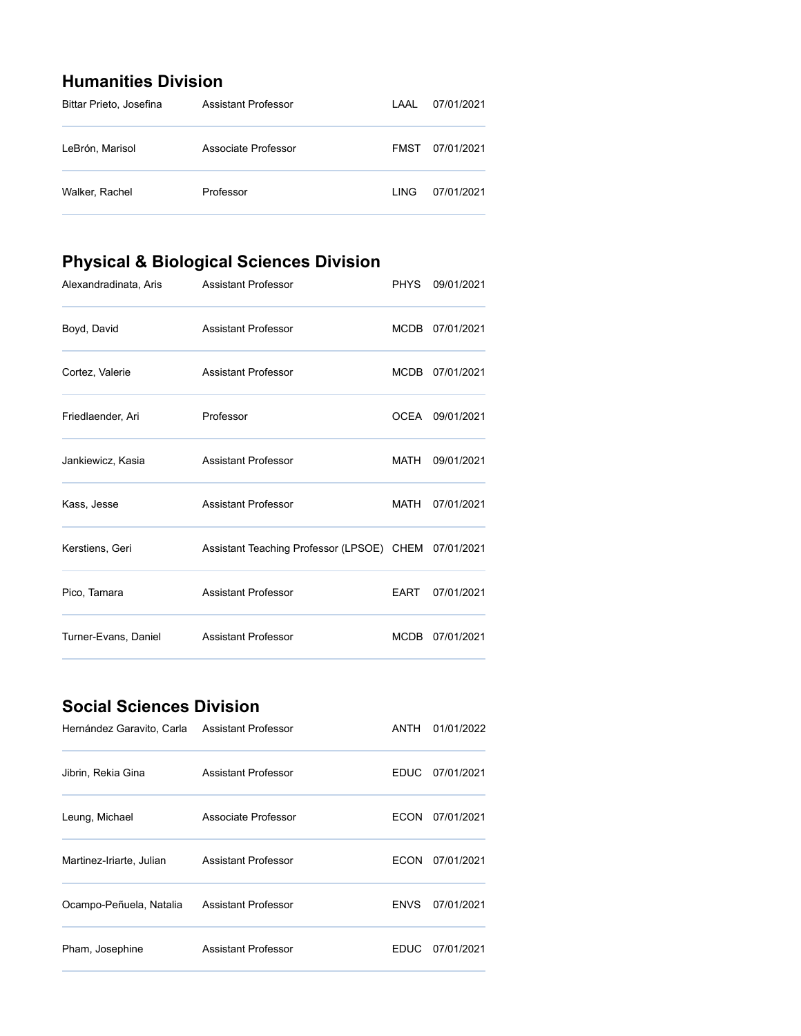## Humanities Division

| | | | |
|---|---|---|---|
| Bittar Prieto, Josefina | Assistant Professor | LAAL | 07/01/2021 |
| LeBrón, Marisol | Associate Professor | FMST | 07/01/2021 |
| Walker, Rachel | Professor | LING | 07/01/2021 |

## Physical & Biological Sciences Division

| | | | |
|---|---|---|---|
| Alexandradinata, Aris | Assistant Professor | PHYS | 09/01/2021 |
| Boyd, David | Assistant Professor | MCDB | 07/01/2021 |
| Cortez, Valerie | Assistant Professor | MCDB | 07/01/2021 |
| Friedlaender, Ari | Professor | OCEA | 09/01/2021 |
| Jankiewicz, Kasia | Assistant Professor | MATH | 09/01/2021 |
| Kass, Jesse | Assistant Professor | MATH | 07/01/2021 |
| Kerstiens, Geri | Assistant Teaching Professor (LPSOE) | CHEM | 07/01/2021 |
| Pico, Tamara | Assistant Professor | EART | 07/01/2021 |
| Turner-Evans, Daniel | Assistant Professor | MCDB | 07/01/2021 |

## Social Sciences Division

| | | | |
|---|---|---|---|
| Hernández Garavito, Carla | Assistant Professor | ANTH | 01/01/2022 |
| Jibrin, Rekia Gina | Assistant Professor | EDUC | 07/01/2021 |
| Leung, Michael | Associate Professor | ECON | 07/01/2021 |
| Martinez-Iriarte, Julian | Assistant Professor | ECON | 07/01/2021 |
| Ocampo-Peñuela, Natalia | Assistant Professor | ENVS | 07/01/2021 |
| Pham, Josephine | Assistant Professor | EDUC | 07/01/2021 |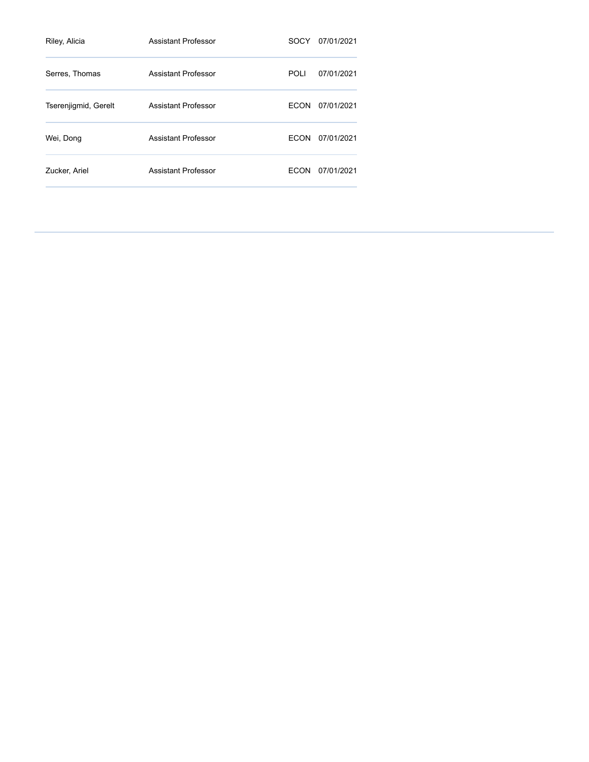| | | | |
|---|---|---|---|
| Riley, Alicia | Assistant Professor | SOCY | 07/01/2021 |
| Serres, Thomas | Assistant Professor | POLI | 07/01/2021 |
| Tserenjigmid, Gerelt | Assistant Professor | ECON | 07/01/2021 |
| Wei, Dong | Assistant Professor | ECON | 07/01/2021 |
| Zucker, Ariel | Assistant Professor | ECON | 07/01/2021 |